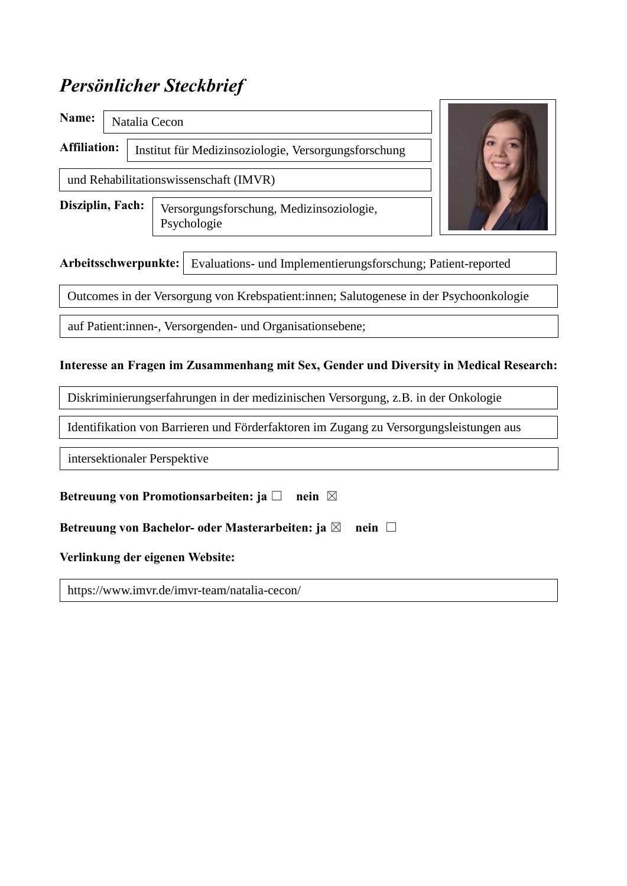# *Persönlicher Steckbrief*

**Name:** Natalia Cecon

**Affiliation:** Institut für Medizinsoziologie, Versorgungsforschung und Rehabilitationswissenschaft (IMVR)

**Disziplin, Fach:** Versorgungsforschung, Medizinsoziologie, Psychologie

**Arbeitsschwerpunkte:** Evaluations- und Implementierungsforschung; Patient-reported Outcomes in der Versorgung von Krebspatient:innen; Salutogenese in der Psychoonkologie auf Patient:innen-, Versorgenden- und Organisationsebene;

**Interesse an Fragen im Zusammenhang mit Sex, Gender und Diversity in Medical Research:**

Diskriminierungserfahrungen in der medizinischen Versorgung, z.B. in der Onkologie

Identifikation von Barrieren und Förderfaktoren im Zugang zu Versorgungsleistungen aus intersektionaler Perspektive

**Betreuung von Promotionsarbeiten: ja** ☐ **nein** ☒

**Betreuung von Bachelor- oder Masterarbeiten: ja** ☒ **nein** ☐

**Verlinkung der eigenen Website:**

https://www.imvr.de/imvr-team/natalia-cecon/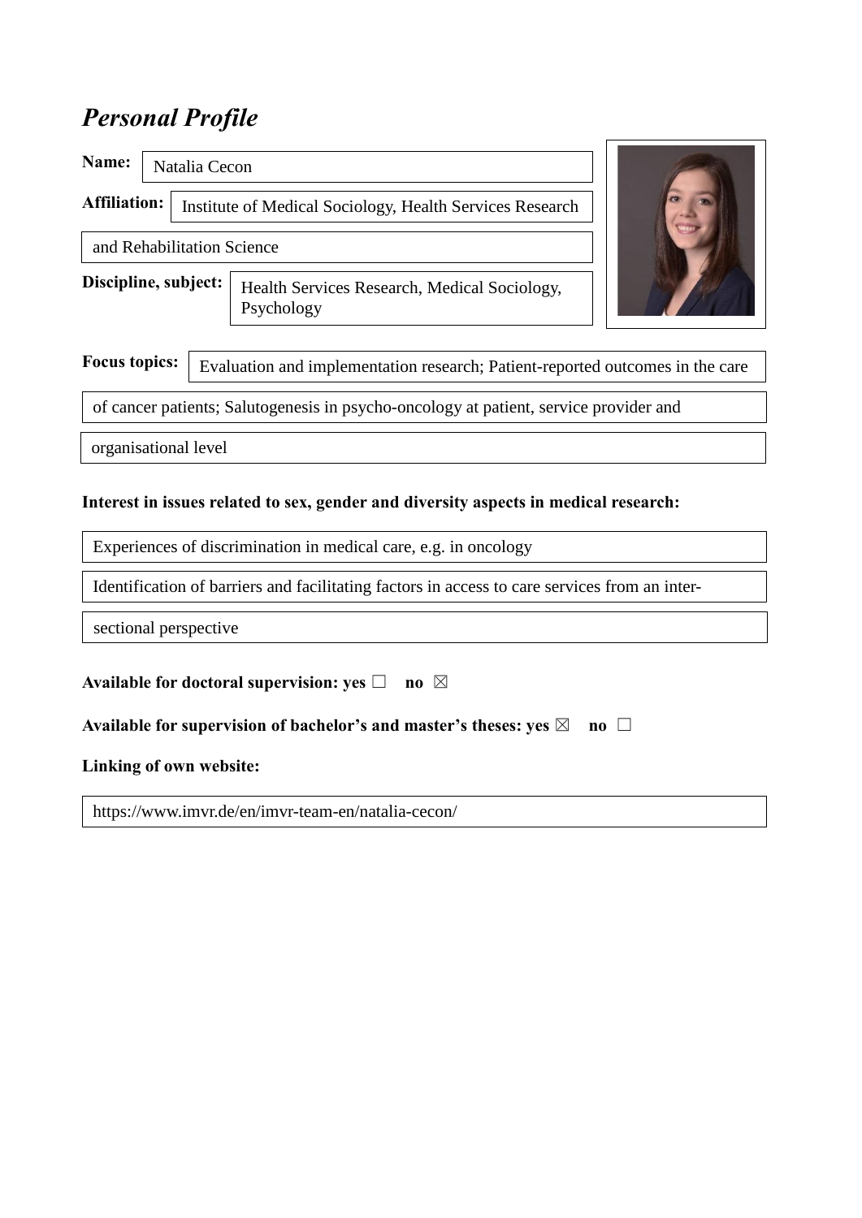# *Personal Profile*

**Name:** Natalia Cecon

**Affiliation:** Institute of Medical Sociology, Health Services Research and Rehabilitation Science

**Discipline, subject:** Health Services Research, Medical Sociology, Psychology

**Focus topics:** Evaluation and implementation research; Patient-reported outcomes in the care of cancer patients; Salutogenesis in psycho-oncology at patient, service provider and organisational level

**Interest in issues related to sex, gender and diversity aspects in medical research:**

Experiences of discrimination in medical care, e.g. in oncology

Identification of barriers and facilitating factors in access to care services from an inter-sectional perspective

**Available for doctoral supervision: yes** ☐ **no** ☒

**Available for supervision of bachelor's and master's theses: yes** ☒ **no** ☐

**Linking of own website:**

https://www.imvr.de/en/imvr-team-en/natalia-cecon/